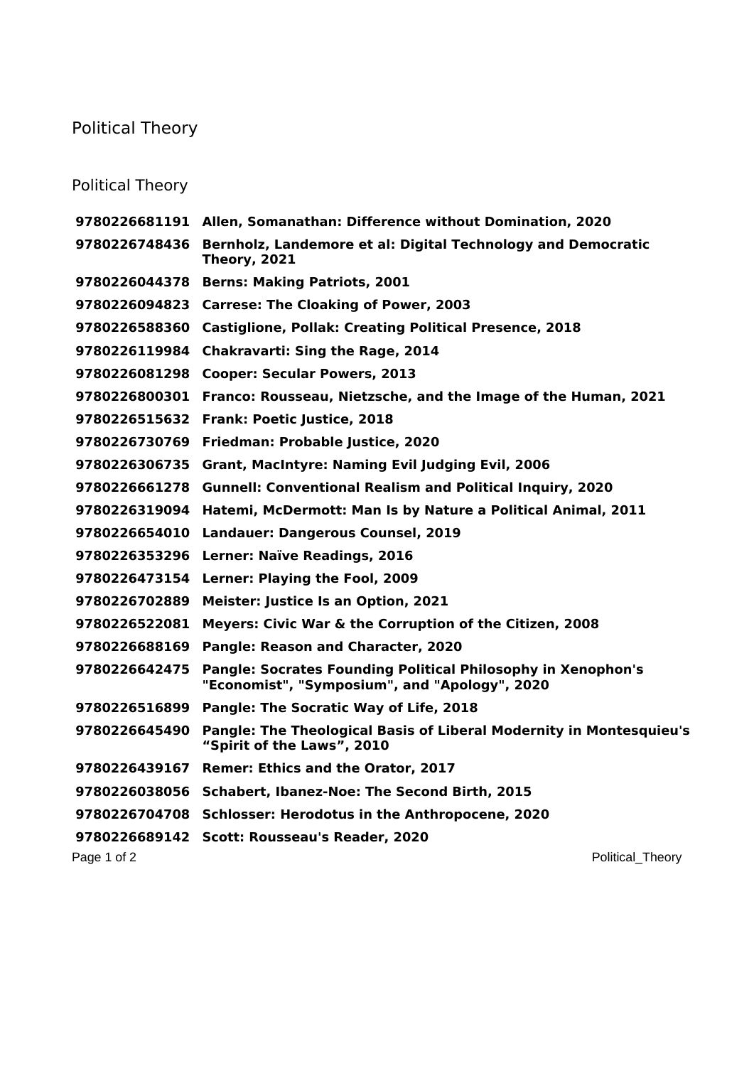# Political Theory

## Political Theory

| | |
|---|---|
| **9780226681191** | **Allen, Somanathan: Difference without Domination, 2020** |
| **9780226748436** | **Bernholz, Landemore et al: Digital Technology and Democratic Theory, 2021** |
| **9780226044378** | **Berns: Making Patriots, 2001** |
| **9780226094823** | **Carrese: The Cloaking of Power, 2003** |
| **9780226588360** | **Castiglione, Pollak: Creating Political Presence, 2018** |
| **9780226119984** | **Chakravarti: Sing the Rage, 2014** |
| **9780226081298** | **Cooper: Secular Powers, 2013** |
| **9780226800301** | **Franco: Rousseau, Nietzsche, and the Image of the Human, 2021** |
| **9780226515632** | **Frank: Poetic Justice, 2018** |
| **9780226730769** | **Friedman: Probable Justice, 2020** |
| **9780226306735** | **Grant, MacIntyre: Naming Evil Judging Evil, 2006** |
| **9780226661278** | **Gunnell: Conventional Realism and Political Inquiry, 2020** |
| **9780226319094** | **Hatemi, McDermott: Man Is by Nature a Political Animal, 2011** |
| **9780226654010** | **Landauer: Dangerous Counsel, 2019** |
| **9780226353296** | **Lerner: Naïve Readings, 2016** |
| **9780226473154** | **Lerner: Playing the Fool, 2009** |
| **9780226702889** | **Meister: Justice Is an Option, 2021** |
| **9780226522081** | **Meyers: Civic War & the Corruption of the Citizen, 2008** |
| **9780226688169** | **Pangle: Reason and Character, 2020** |
| **9780226642475** | **Pangle: Socrates Founding Political Philosophy in Xenophon's "Economist", "Symposium", and "Apology", 2020** |
| **9780226516899** | **Pangle: The Socratic Way of Life, 2018** |
| **9780226645490** | **Pangle: The Theological Basis of Liberal Modernity in Montesquieu's "Spirit of the Laws", 2010** |
| **9780226439167** | **Remer: Ethics and the Orator, 2017** |
| **9780226038056** | **Schabert, Ibanez-Noe: The Second Birth, 2015** |
| **9780226704708** | **Schlosser: Herodotus in the Anthropocene, 2020** |
| **9780226689142** | **Scott: Rousseau's Reader, 2020** |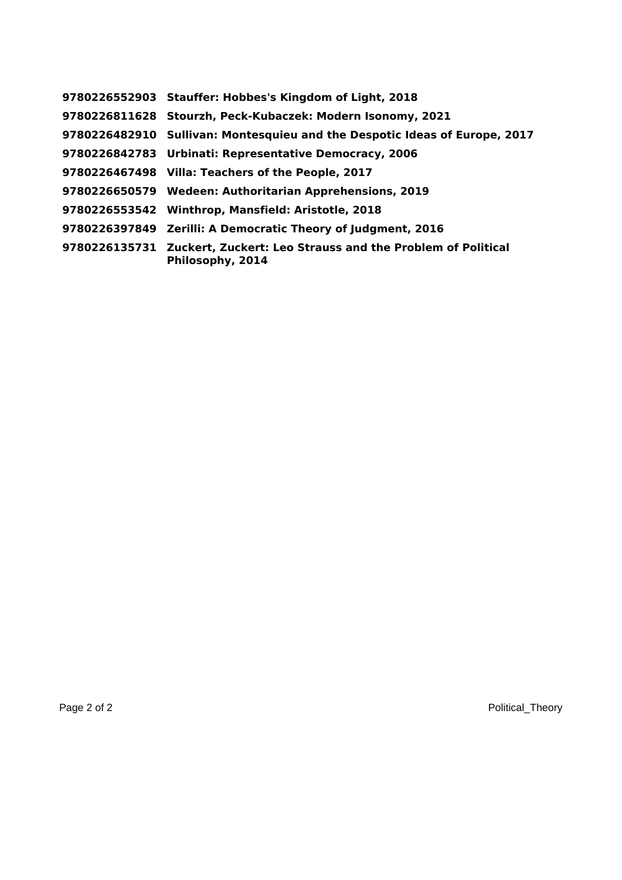| | |
|---|---|
| **9780226552903** | **Stauffer: Hobbes's Kingdom of Light, 2018** |
| **9780226811628** | **Stourzh, Peck-Kubaczek: Modern Isonomy, 2021** |
| **9780226482910** | **Sullivan: Montesquieu and the Despotic Ideas of Europe, 2017** |
| **9780226842783** | **Urbinati: Representative Democracy, 2006** |
| **9780226467498** | **Villa: Teachers of the People, 2017** |
| **9780226650579** | **Wedeen: Authoritarian Apprehensions, 2019** |
| **9780226553542** | **Winthrop, Mansfield: Aristotle, 2018** |
| **9780226397849** | **Zerilli: A Democratic Theory of Judgment, 2016** |
| **9780226135731** | **Zuckert, Zuckert: Leo Strauss and the Problem of Political Philosophy, 2014** |